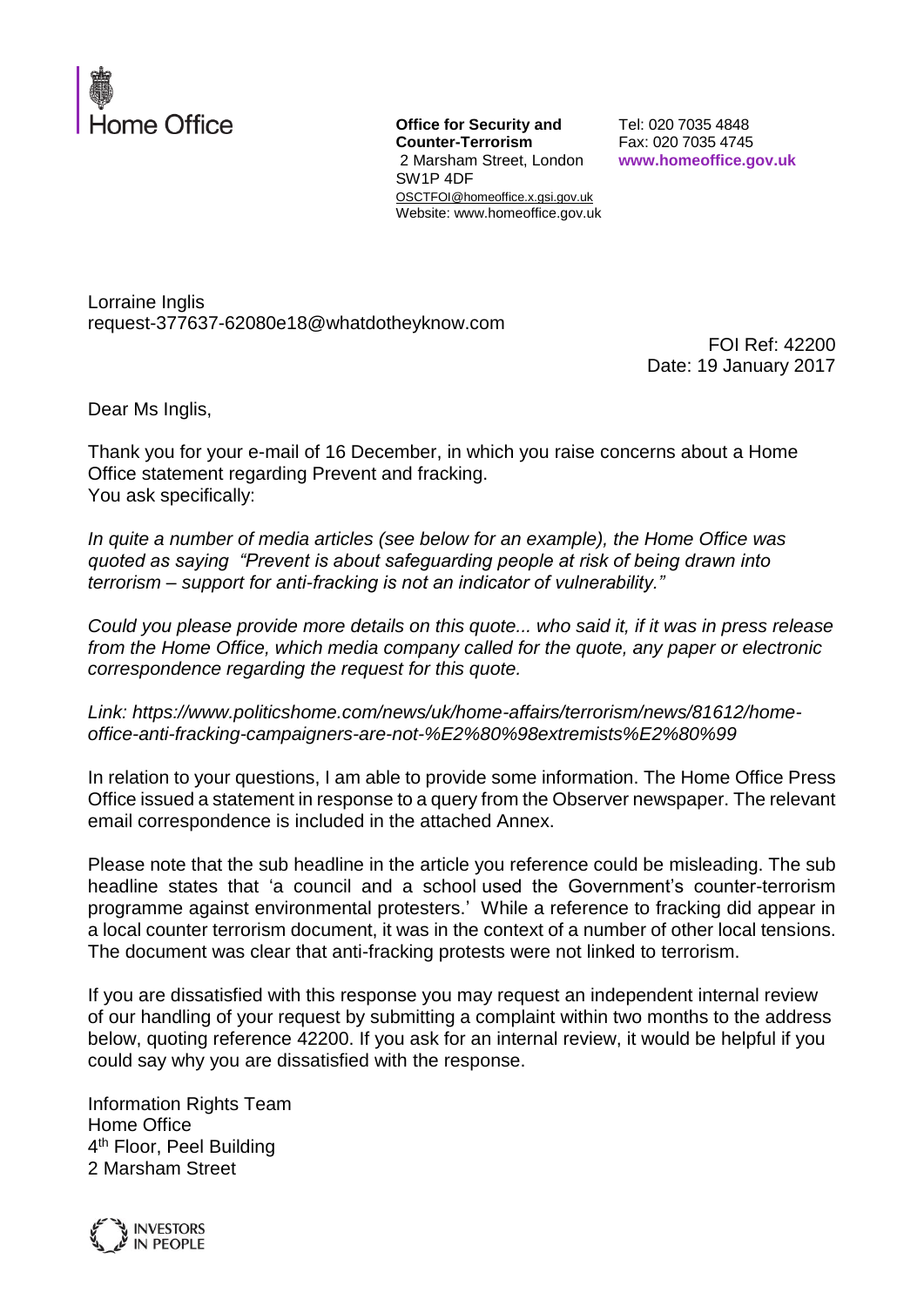Home Office

**Office for Security and Counter-Terrorism**
2 Marsham Street, London
SW1P 4DF
OSCTFOI@homeoffice.x.gsi.gov.uk
Website: www.homeoffice.gov.uk

Tel: 020 7035 4848
Fax: 020 7035 4745
**www.homeoffice.gov.uk**

Lorraine Inglis
request-377637-62080e18@whatdotheyknow.com

FOI Ref: 42200
Date: 19 January 2017

Dear Ms Inglis,

Thank you for your e-mail of 16 December, in which you raise concerns about a Home Office statement regarding Prevent and fracking.
You ask specifically:

*In quite a number of media articles (see below for an example), the Home Office was quoted as saying "Prevent is about safeguarding people at risk of being drawn into terrorism – support for anti-fracking is not an indicator of vulnerability."*

*Could you please provide more details on this quote... who said it, if it was in press release from the Home Office, which media company called for the quote, any paper or electronic correspondence regarding the request for this quote.*

*Link: https://www.politicshome.com/news/uk/home-affairs/terrorism/news/81612/home-office-anti-fracking-campaigners-are-not-%E2%80%98extremists%E2%80%99*

In relation to your questions, I am able to provide some information. The Home Office Press Office issued a statement in response to a query from the Observer newspaper. The relevant email correspondence is included in the attached Annex.

Please note that the sub headline in the article you reference could be misleading. The sub headline states that 'a council and a school used the Government's counter-terrorism programme against environmental protesters.' While a reference to fracking did appear in a local counter terrorism document, it was in the context of a number of other local tensions. The document was clear that anti-fracking protests were not linked to terrorism.

If you are dissatisfied with this response you may request an independent internal review of our handling of your request by submitting a complaint within two months to the address below, quoting reference 42200. If you ask for an internal review, it would be helpful if you could say why you are dissatisfied with the response.

Information Rights Team
Home Office
4th Floor, Peel Building
2 Marsham Street

INVESTORS IN PEOPLE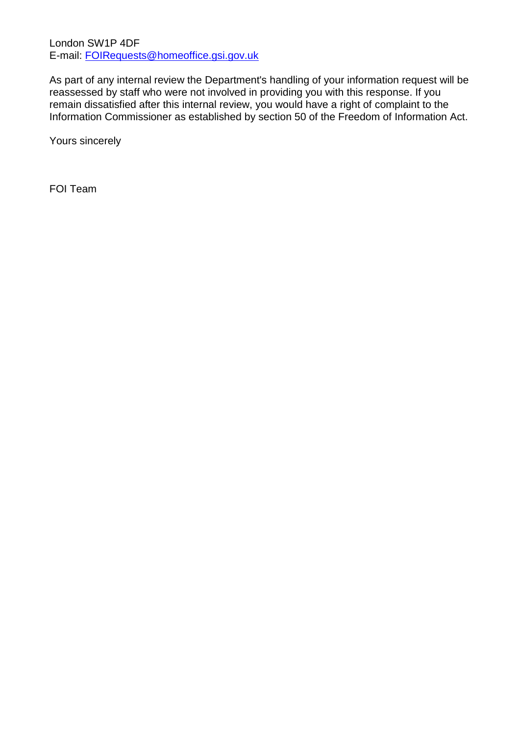London SW1P 4DF
E-mail: FOIRequests@homeoffice.gsi.gov.uk

As part of any internal review the Department's handling of your information request will be reassessed by staff who were not involved in providing you with this response. If you remain dissatisfied after this internal review, you would have a right of complaint to the Information Commissioner as established by section 50 of the Freedom of Information Act.

Yours sincerely

FOI Team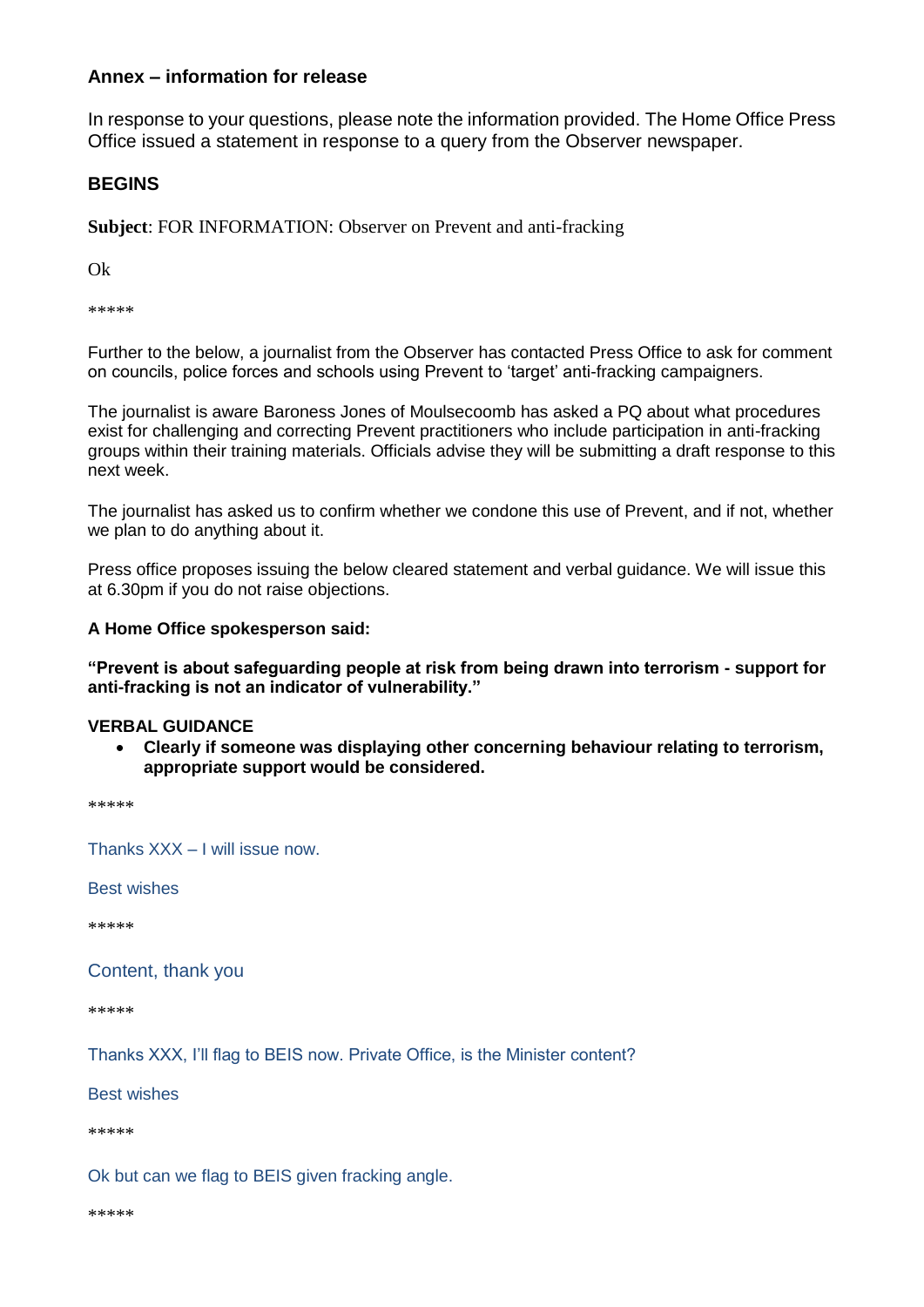### Annex – information for release

In response to your questions, please note the information provided. The Home Office Press Office issued a statement in response to a query from the Observer newspaper.

### BEGINS

**Subject**: FOR INFORMATION: Observer on Prevent and anti-fracking

Ok

*****

Further to the below, a journalist from the Observer has contacted Press Office to ask for comment on councils, police forces and schools using Prevent to 'target' anti-fracking campaigners.

The journalist is aware Baroness Jones of Moulsecoomb has asked a PQ about what procedures exist for challenging and correcting Prevent practitioners who include participation in anti-fracking groups within their training materials. Officials advise they will be submitting a draft response to this next week.

The journalist has asked us to confirm whether we condone this use of Prevent, and if not, whether we plan to do anything about it.

Press office proposes issuing the below cleared statement and verbal guidance. We will issue this at 6.30pm if you do not raise objections.

**A Home Office spokesperson said:**

**"Prevent is about safeguarding people at risk from being drawn into terrorism - support for anti-fracking is not an indicator of vulnerability."**

**VERBAL GUIDANCE**

- **Clearly if someone was displaying other concerning behaviour relating to terrorism, appropriate support would be considered.**

*****

Thanks XXX – I will issue now.

Best wishes

*****

Content, thank you

*****

Thanks XXX, I'll flag to BEIS now. Private Office, is the Minister content?

Best wishes

*****

Ok but can we flag to BEIS given fracking angle.

*****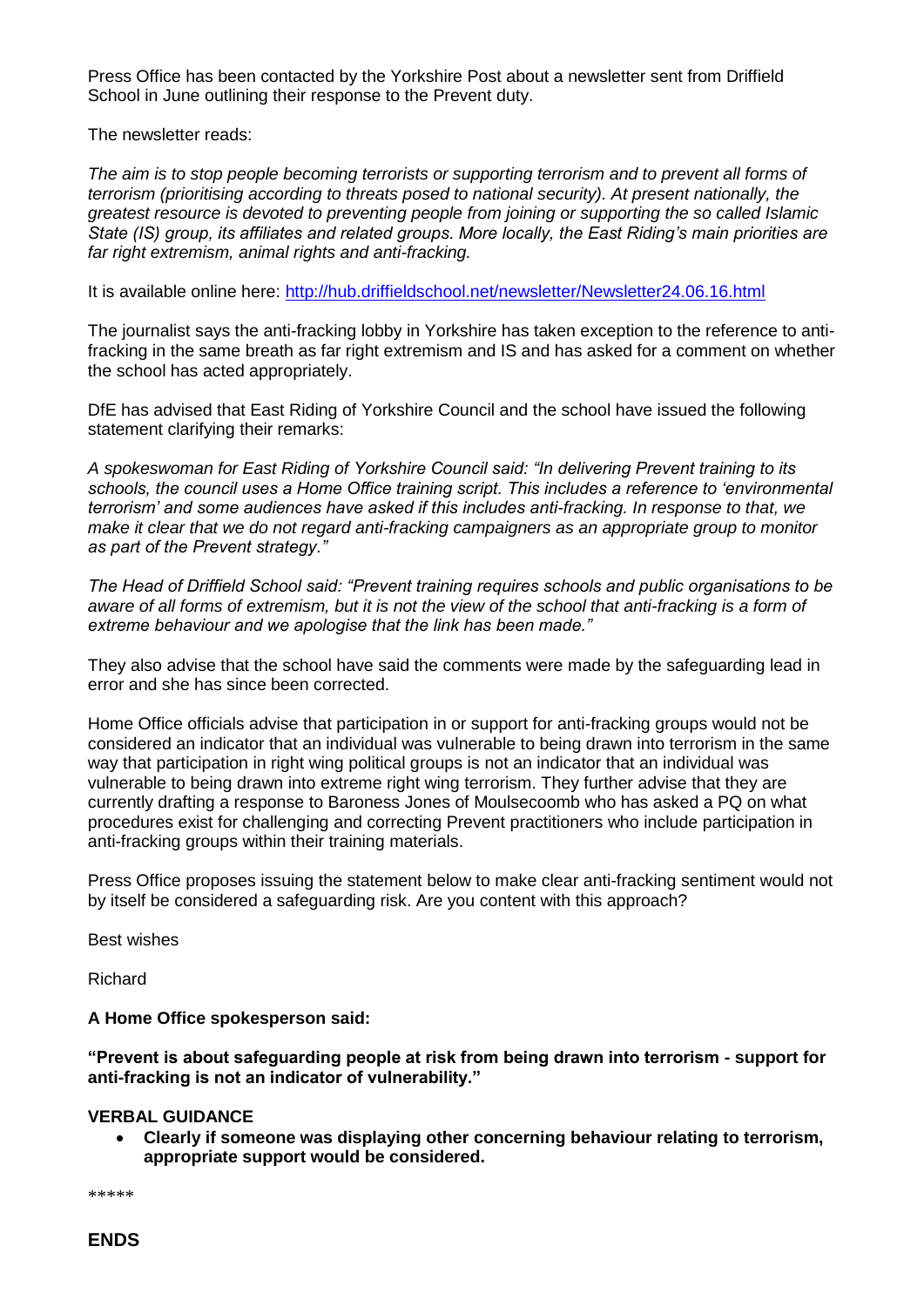Press Office has been contacted by the Yorkshire Post about a newsletter sent from Driffield School in June outlining their response to the Prevent duty.

The newsletter reads:

*The aim is to stop people becoming terrorists or supporting terrorism and to prevent all forms of terrorism (prioritising according to threats posed to national security). At present nationally, the greatest resource is devoted to preventing people from joining or supporting the so called Islamic State (IS) group, its affiliates and related groups. More locally, the East Riding's main priorities are far right extremism, animal rights and anti-fracking.*

It is available online here: [http://hub.driffieldschool.net/newsletter/Newsletter24.06.16.html](http://hub.driffieldschool.net/newsletter/Newsletter24.06.16.html)

The journalist says the anti-fracking lobby in Yorkshire has taken exception to the reference to anti-fracking in the same breath as far right extremism and IS and has asked for a comment on whether the school has acted appropriately.

DfE has advised that East Riding of Yorkshire Council and the school have issued the following statement clarifying their remarks:

*A spokeswoman for East Riding of Yorkshire Council said: "In delivering Prevent training to its schools, the council uses a Home Office training script. This includes a reference to 'environmental terrorism' and some audiences have asked if this includes anti-fracking. In response to that, we make it clear that we do not regard anti-fracking campaigners as an appropriate group to monitor as part of the Prevent strategy."*

*The Head of Driffield School said: "Prevent training requires schools and public organisations to be aware of all forms of extremism, but it is not the view of the school that anti-fracking is a form of extreme behaviour and we apologise that the link has been made."*

They also advise that the school have said the comments were made by the safeguarding lead in error and she has since been corrected.

Home Office officials advise that participation in or support for anti-fracking groups would not be considered an indicator that an individual was vulnerable to being drawn into terrorism in the same way that participation in right wing political groups is not an indicator that an individual was vulnerable to being drawn into extreme right wing terrorism. They further advise that they are currently drafting a response to Baroness Jones of Moulsecoomb who has asked a PQ on what procedures exist for challenging and correcting Prevent practitioners who include participation in anti-fracking groups within their training materials.

Press Office proposes issuing the statement below to make clear anti-fracking sentiment would not by itself be considered a safeguarding risk. Are you content with this approach?

Best wishes

Richard

**A Home Office spokesperson said:**

**"Prevent is about safeguarding people at risk from being drawn into terrorism - support for anti-fracking is not an indicator of vulnerability."**

**VERBAL GUIDANCE**

- **Clearly if someone was displaying other concerning behaviour relating to terrorism, appropriate support would be considered.**

*****

**ENDS**